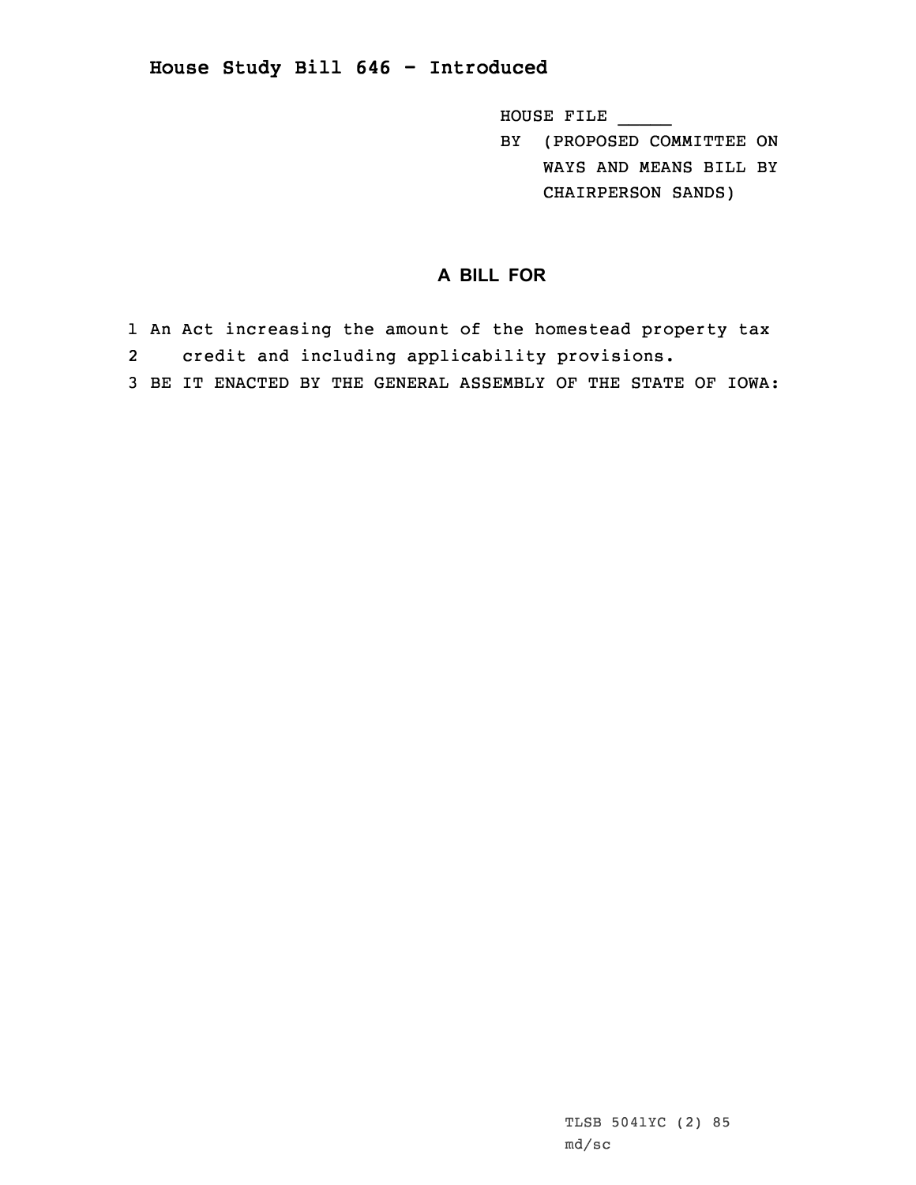## House Study Bill 646 - Introduced

HOUSE FILE _____
BY (PROPOSED COMMITTEE ON WAYS AND MEANS BILL BY CHAIRPERSON SANDS)

### A BILL FOR

1 An Act increasing the amount of the homestead property tax
2 credit and including applicability provisions.
3 BE IT ENACTED BY THE GENERAL ASSEMBLY OF THE STATE OF IOWA:

TLSB 5041YC (2) 85
md/sc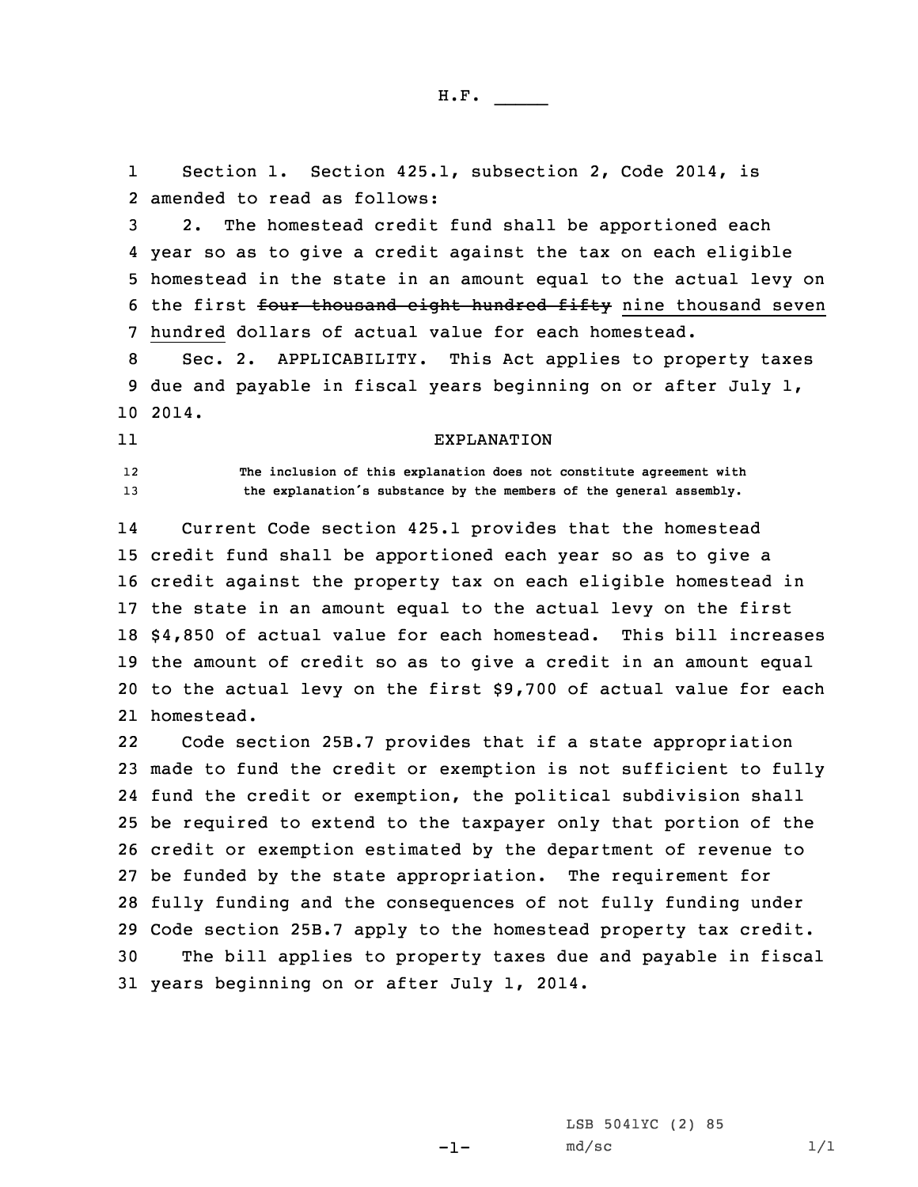Section 1. Section 425.1, subsection 2, Code 2014, is amended to read as follows:

2. The homestead credit fund shall be apportioned each year so as to give a credit against the tax on each eligible homestead in the state in an amount equal to the actual levy on the first ~~four thousand eight hundred fifty~~ nine thousand seven hundred dollars of actual value for each homestead.

Sec. 2. APPLICABILITY. This Act applies to property taxes due and payable in fiscal years beginning on or after July 1, 2014.

EXPLANATION

The inclusion of this explanation does not constitute agreement with the explanation's substance by the members of the general assembly.

Current Code section 425.1 provides that the homestead credit fund shall be apportioned each year so as to give a credit against the property tax on each eligible homestead in the state in an amount equal to the actual levy on the first $4,850 of actual value for each homestead. This bill increases the amount of credit so as to give a credit in an amount equal to the actual levy on the first $9,700 of actual value for each homestead.

Code section 25B.7 provides that if a state appropriation made to fund the credit or exemption is not sufficient to fully fund the credit or exemption, the political subdivision shall be required to extend to the taxpayer only that portion of the credit or exemption estimated by the department of revenue to be funded by the state appropriation. The requirement for fully funding and the consequences of not fully funding under Code section 25B.7 apply to the homestead property tax credit.

The bill applies to property taxes due and payable in fiscal years beginning on or after July 1, 2014.

LSB 5041YC (2) 85
md/sc